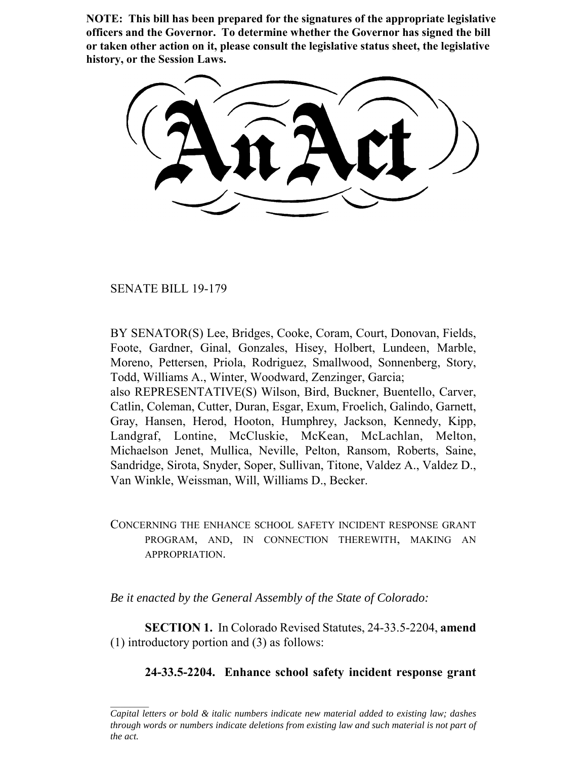**NOTE: This bill has been prepared for the signatures of the appropriate legislative officers and the Governor. To determine whether the Governor has signed the bill or taken other action on it, please consult the legislative status sheet, the legislative history, or the Session Laws.**

# An Act

SENATE BILL 19-179

BY SENATOR(S) Lee, Bridges, Cooke, Coram, Court, Donovan, Fields, Foote, Gardner, Ginal, Gonzales, Hisey, Holbert, Lundeen, Marble, Moreno, Pettersen, Priola, Rodriguez, Smallwood, Sonnenberg, Story, Todd, Williams A., Winter, Woodward, Zenzinger, Garcia;
also REPRESENTATIVE(S) Wilson, Bird, Buckner, Buentello, Carver, Catlin, Coleman, Cutter, Duran, Esgar, Exum, Froelich, Galindo, Garnett, Gray, Hansen, Herod, Hooton, Humphrey, Jackson, Kennedy, Kipp, Landgraf, Lontine, McCluskie, McKean, McLachlan, Melton, Michaelson Jenet, Mullica, Neville, Pelton, Ransom, Roberts, Saine, Sandridge, Sirota, Snyder, Soper, Sullivan, Titone, Valdez A., Valdez D., Van Winkle, Weissman, Will, Williams D., Becker.

CONCERNING THE ENHANCE SCHOOL SAFETY INCIDENT RESPONSE GRANT PROGRAM, AND, IN CONNECTION THEREWITH, MAKING AN APPROPRIATION.

*Be it enacted by the General Assembly of the State of Colorado:*

**SECTION 1.** In Colorado Revised Statutes, 24-33.5-2204, **amend** (1) introductory portion and (3) as follows:

**24-33.5-2204. Enhance school safety incident response grant**

---

*Capital letters or bold & italic numbers indicate new material added to existing law; dashes through words or numbers indicate deletions from existing law and such material is not part of the act.*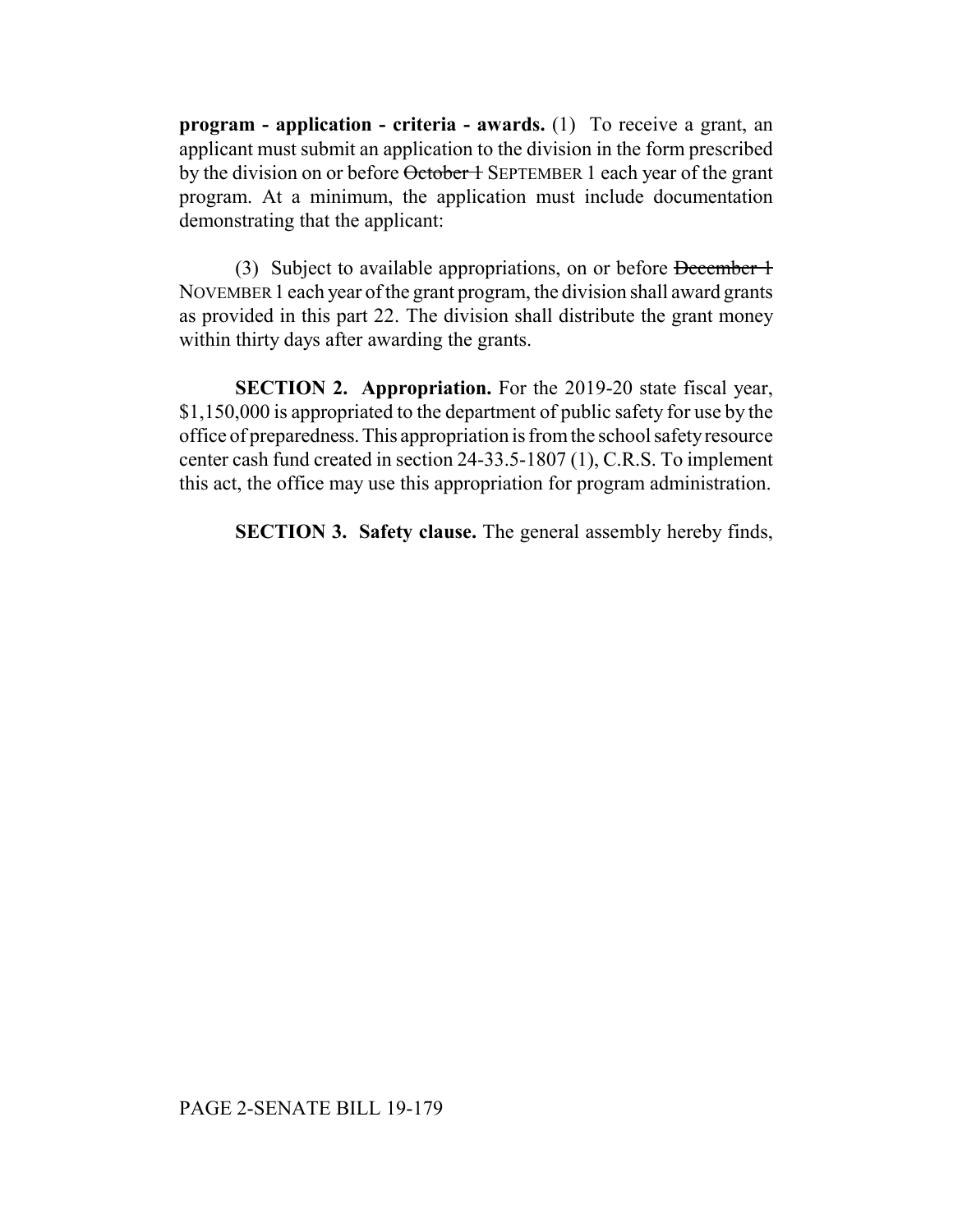**program - application - criteria - awards.** (1) To receive a grant, an applicant must submit an application to the division in the form prescribed by the division on or before ~~October 1~~ SEPTEMBER 1 each year of the grant program. At a minimum, the application must include documentation demonstrating that the applicant:

(3) Subject to available appropriations, on or before ~~December 1~~ NOVEMBER 1 each year of the grant program, the division shall award grants as provided in this part 22. The division shall distribute the grant money within thirty days after awarding the grants.

**SECTION 2. Appropriation.** For the 2019-20 state fiscal year, $1,150,000 is appropriated to the department of public safety for use by the office of preparedness. This appropriation is from the school safety resource center cash fund created in section 24-33.5-1807 (1), C.R.S. To implement this act, the office may use this appropriation for program administration.

**SECTION 3. Safety clause.** The general assembly hereby finds,

PAGE 2-SENATE BILL 19-179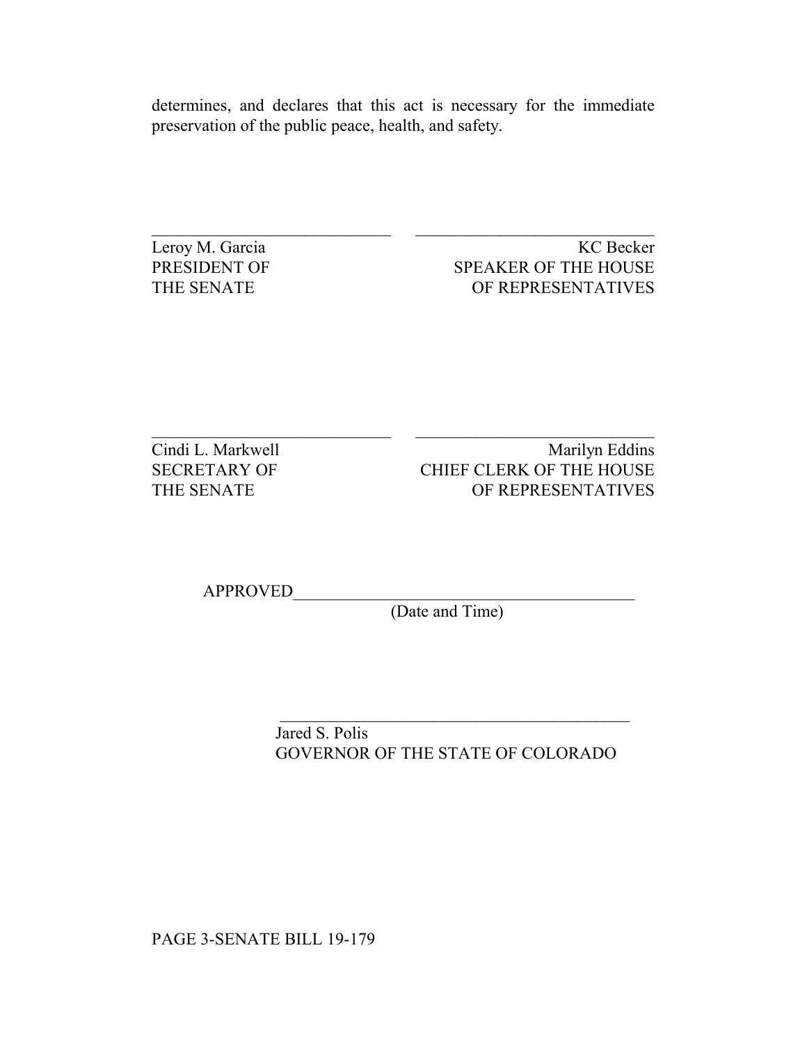determines, and declares that this act is necessary for the immediate preservation of the public peace, health, and safety.

| | |
|---|---|
| ____________________________ | ____________________________ |
| Leroy M. Garcia | KC Becker |
| PRESIDENT OF THE SENATE | SPEAKER OF THE HOUSE OF REPRESENTATIVES |

| | |
|---|---|
| ____________________________ | ____________________________ |
| Cindi L. Markwell | Marilyn Eddins |
| SECRETARY OF THE SENATE | CHIEF CLERK OF THE HOUSE OF REPRESENTATIVES |

APPROVED________________________________________
(Date and Time)

_________________________________________
Jared S. Polis
GOVERNOR OF THE STATE OF COLORADO

PAGE 3-SENATE BILL 19-179